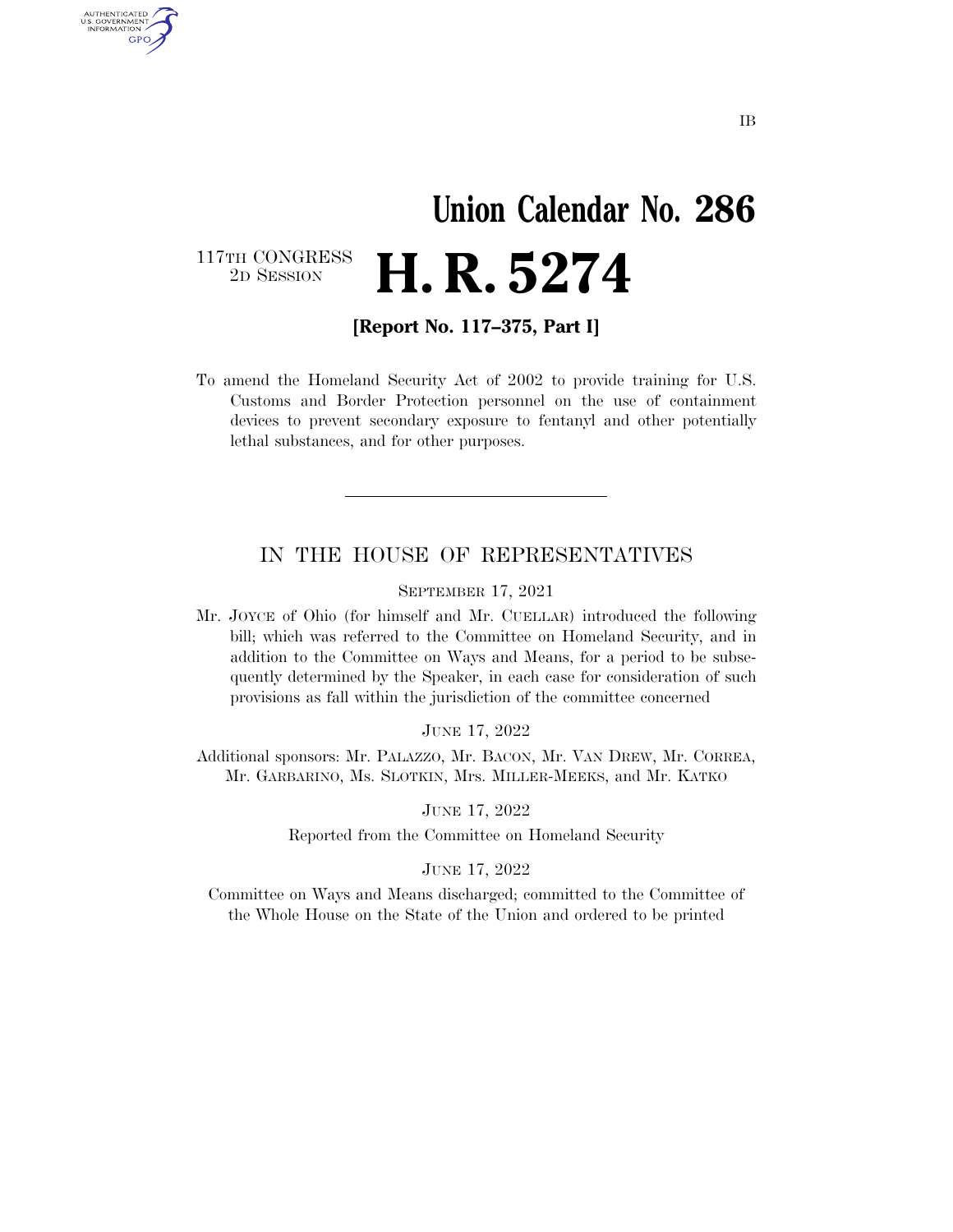IB

# Union Calendar No. 286

117TH CONGRESS
2D SESSION

# H. R. 5274

**[Report No. 117–375, Part I]**

To amend the Homeland Security Act of 2002 to provide training for U.S. Customs and Border Protection personnel on the use of containment devices to prevent secondary exposure to fentanyl and other potentially lethal substances, and for other purposes.

---

## IN THE HOUSE OF REPRESENTATIVES

SEPTEMBER 17, 2021

Mr. JOYCE of Ohio (for himself and Mr. CUELLAR) introduced the following bill; which was referred to the Committee on Homeland Security, and in addition to the Committee on Ways and Means, for a period to be subsequently determined by the Speaker, in each case for consideration of such provisions as fall within the jurisdiction of the committee concerned

JUNE 17, 2022

Additional sponsors: Mr. PALAZZO, Mr. BACON, Mr. VAN DREW, Mr. CORREA, Mr. GARBARINO, Ms. SLOTKIN, Mrs. MILLER-MEEKS, and Mr. KATKO

JUNE 17, 2022

Reported from the Committee on Homeland Security

JUNE 17, 2022

Committee on Ways and Means discharged; committed to the Committee of the Whole House on the State of the Union and ordered to be printed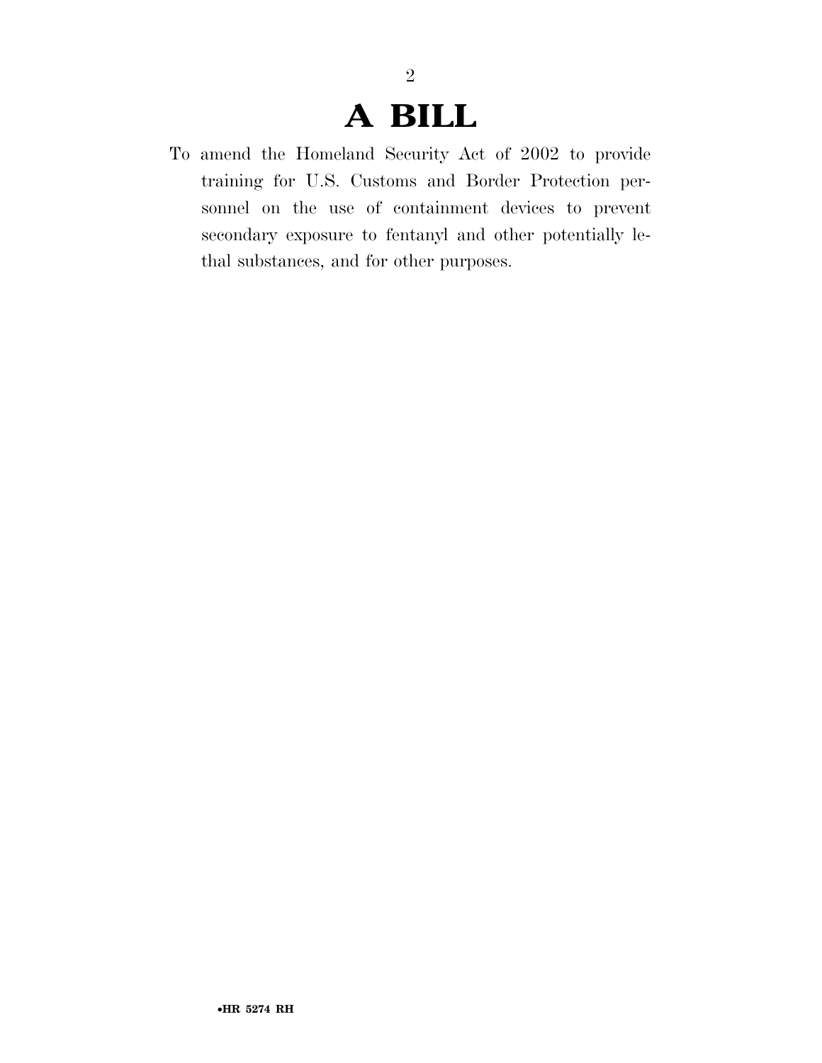# A BILL

To amend the Homeland Security Act of 2002 to provide training for U.S. Customs and Border Protection personnel on the use of containment devices to prevent secondary exposure to fentanyl and other potentially lethal substances, and for other purposes.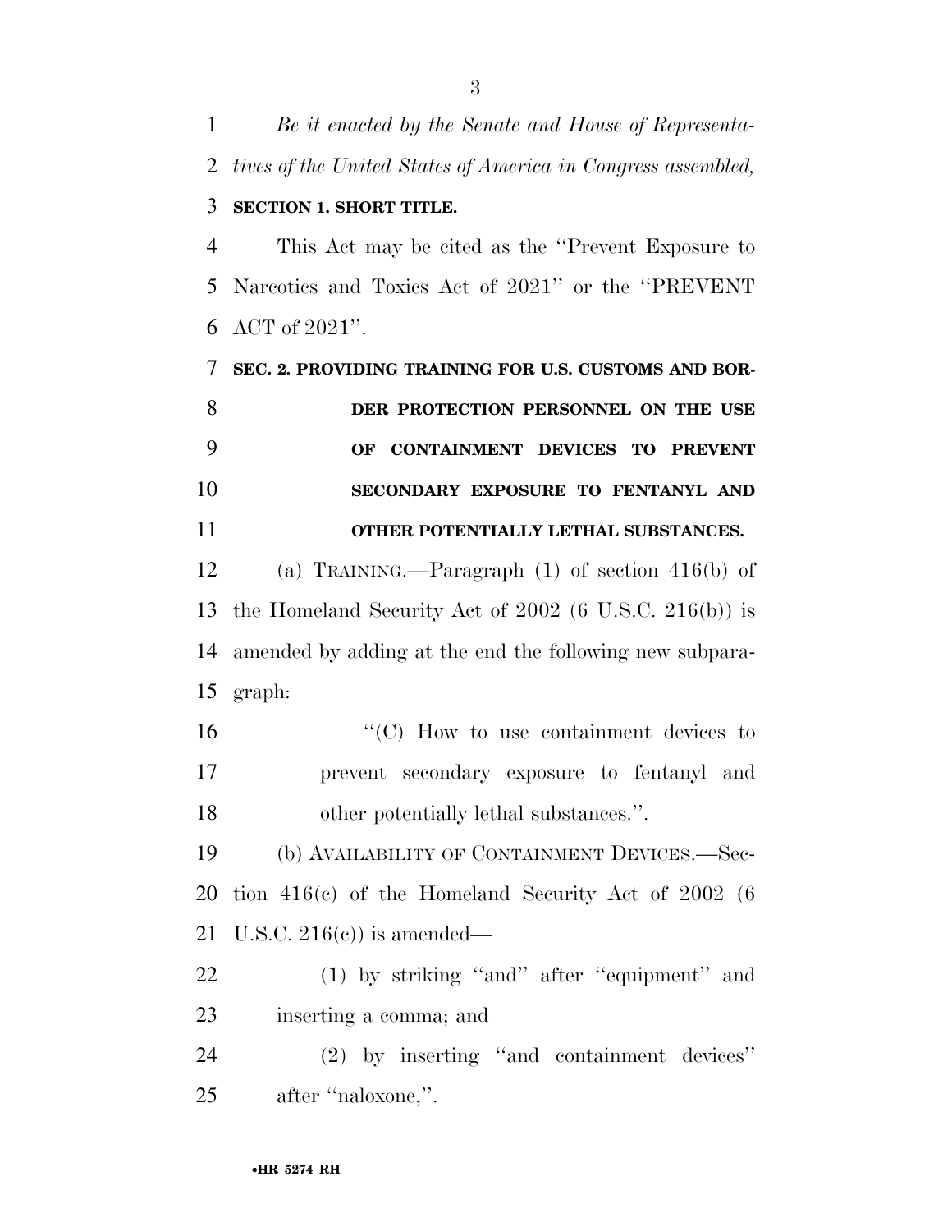*Be it enacted by the Senate and House of Representatives of the United States of America in Congress assembled,*

**SECTION 1. SHORT TITLE.**

This Act may be cited as the ''Prevent Exposure to Narcotics and Toxics Act of 2021'' or the ''PREVENT ACT of 2021''.

**SEC. 2. PROVIDING TRAINING FOR U.S. CUSTOMS AND BORDER PROTECTION PERSONNEL ON THE USE OF CONTAINMENT DEVICES TO PREVENT SECONDARY EXPOSURE TO FENTANYL AND OTHER POTENTIALLY LETHAL SUBSTANCES.**

(a) TRAINING.—Paragraph (1) of section 416(b) of the Homeland Security Act of 2002 (6 U.S.C. 216(b)) is amended by adding at the end the following new subparagraph:

''(C) How to use containment devices to prevent secondary exposure to fentanyl and other potentially lethal substances.''.

(b) AVAILABILITY OF CONTAINMENT DEVICES.—Section 416(c) of the Homeland Security Act of 2002 (6 U.S.C. 216(c)) is amended—

(1) by striking ''and'' after ''equipment'' and inserting a comma; and

(2) by inserting ''and containment devices'' after ''naloxone,''.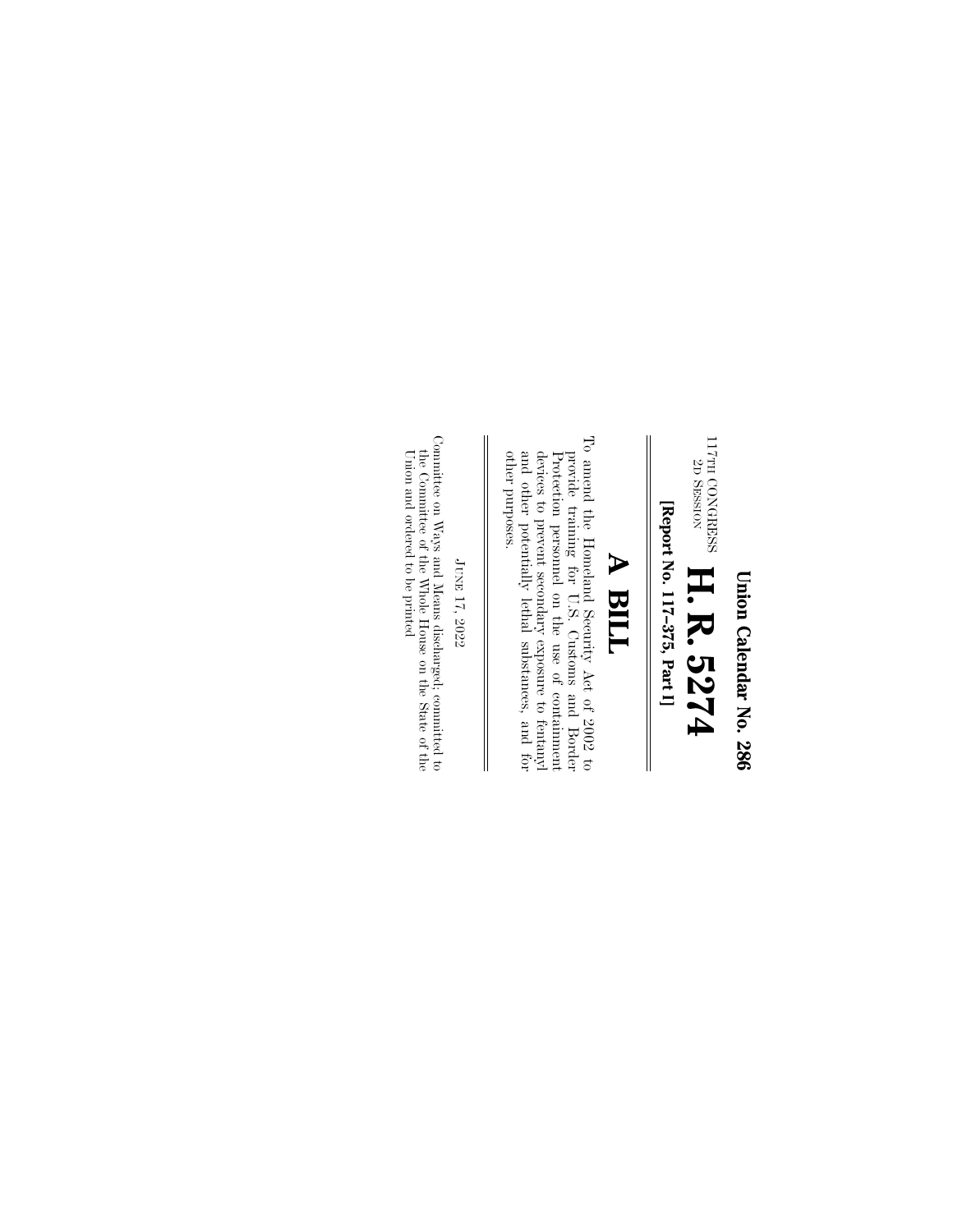# Union Calendar No. 286

117TH CONGRESS
2D SESSION

# H. R. 5274

**[Report No. 117–375, Part I]**

# A BILL

To amend the Homeland Security Act of 2002 to provide training for U.S. Customs and Border Protection personnel on the use of containment devices to prevent secondary exposure to fentanyl and other potentially lethal substances, and for other purposes.

---

JUNE 17, 2022

Committee on Ways and Means discharged; committed to the Committee of the Whole House on the State of the Union and ordered to be printed